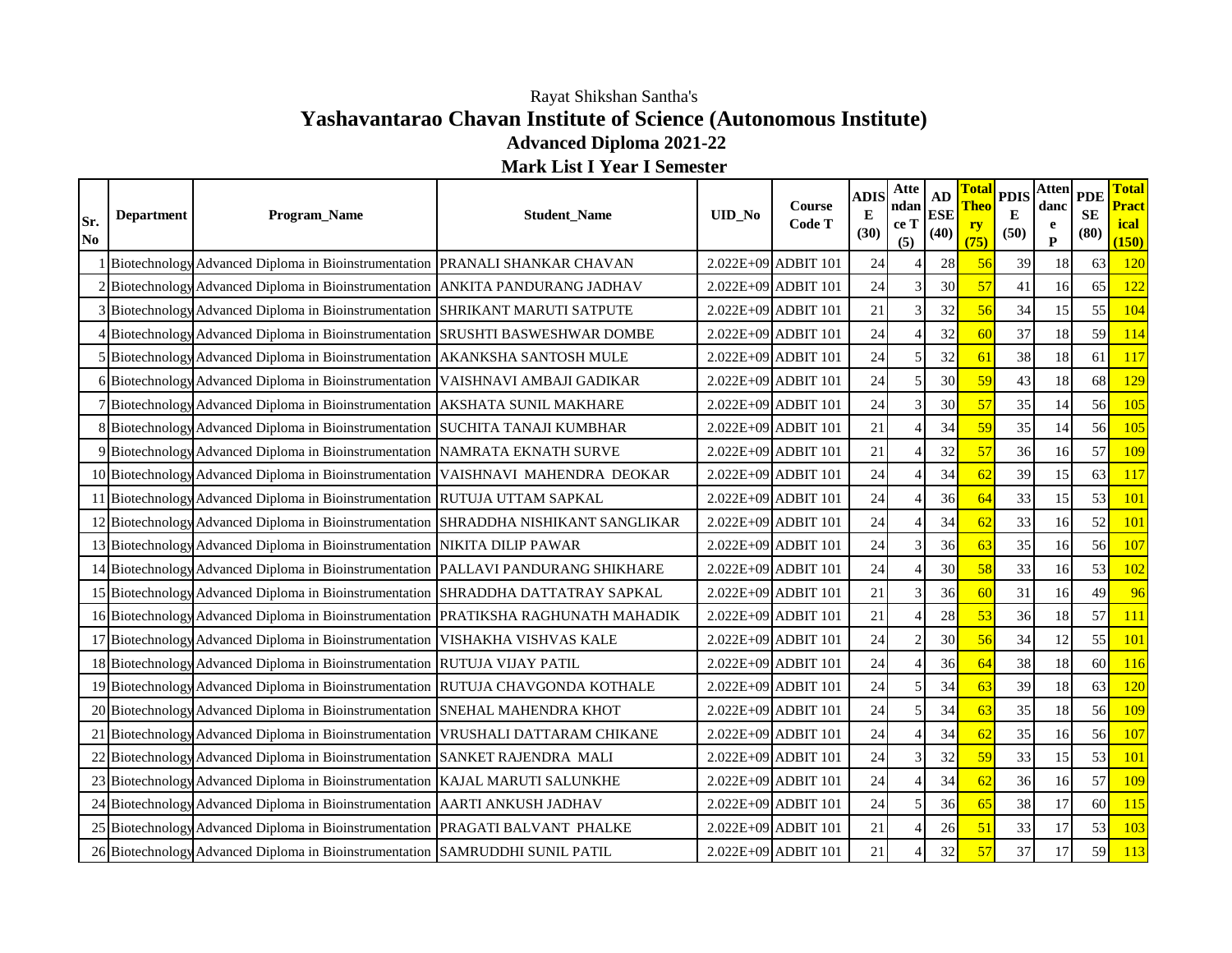Rayat Shikshan Santha's

# Yashavantarao Chavan Institute of Science (Autonomous Institute)

## Advanced Diploma 2021-22

## Mark List I Year I Semester

| Sr. No | Department | Program_Name | Student_Name | UID_No | Course Code T | ADISE (30) | Attendance T (5) | AD ESE (40) | Total Theory (75) | PDISE (50) | Attendance P | PDESE (80) | Total Practical (150) |
|---|---|---|---|---|---|---|---|---|---|---|---|---|---|
| 1 | Biotechnology | Advanced Diploma in Bioinstrumentation | PRANALI SHANKAR CHAVAN | 2.022E+09 | ADBIT 101 | 24 | 4 | 28 | 56 | 39 | 18 | 63 | 120 |
| 2 | Biotechnology | Advanced Diploma in Bioinstrumentation | ANKITA PANDURANG JADHAV | 2.022E+09 | ADBIT 101 | 24 | 3 | 30 | 57 | 41 | 16 | 65 | 122 |
| 3 | Biotechnology | Advanced Diploma in Bioinstrumentation | SHRIKANT MARUTI SATPUTE | 2.022E+09 | ADBIT 101 | 21 | 3 | 32 | 56 | 34 | 15 | 55 | 104 |
| 4 | Biotechnology | Advanced Diploma in Bioinstrumentation | SRUSHTI BASWESHWAR DOMBE | 2.022E+09 | ADBIT 101 | 24 | 4 | 32 | 60 | 37 | 18 | 59 | 114 |
| 5 | Biotechnology | Advanced Diploma in Bioinstrumentation | AKANKSHA SANTOSH MULE | 2.022E+09 | ADBIT 101 | 24 | 5 | 32 | 61 | 38 | 18 | 61 | 117 |
| 6 | Biotechnology | Advanced Diploma in Bioinstrumentation | VAISHNAVI AMBAJI GADIKAR | 2.022E+09 | ADBIT 101 | 24 | 5 | 30 | 59 | 43 | 18 | 68 | 129 |
| 7 | Biotechnology | Advanced Diploma in Bioinstrumentation | AKSHATA SUNIL MAKHARE | 2.022E+09 | ADBIT 101 | 24 | 3 | 30 | 57 | 35 | 14 | 56 | 105 |
| 8 | Biotechnology | Advanced Diploma in Bioinstrumentation | SUCHITA TANAJI KUMBHAR | 2.022E+09 | ADBIT 101 | 21 | 4 | 34 | 59 | 35 | 14 | 56 | 105 |
| 9 | Biotechnology | Advanced Diploma in Bioinstrumentation | NAMRATA EKNATH SURVE | 2.022E+09 | ADBIT 101 | 21 | 4 | 32 | 57 | 36 | 16 | 57 | 109 |
| 10 | Biotechnology | Advanced Diploma in Bioinstrumentation | VAISHNAVI MAHENDRA DEOKAR | 2.022E+09 | ADBIT 101 | 24 | 4 | 34 | 62 | 39 | 15 | 63 | 117 |
| 11 | Biotechnology | Advanced Diploma in Bioinstrumentation | RUTUJA UTTAM SAPKAL | 2.022E+09 | ADBIT 101 | 24 | 4 | 36 | 64 | 33 | 15 | 53 | 101 |
| 12 | Biotechnology | Advanced Diploma in Bioinstrumentation | SHRADDHA NISHIKANT SANGLIKAR | 2.022E+09 | ADBIT 101 | 24 | 4 | 34 | 62 | 33 | 16 | 52 | 101 |
| 13 | Biotechnology | Advanced Diploma in Bioinstrumentation | NIKITA DILIP PAWAR | 2.022E+09 | ADBIT 101 | 24 | 3 | 36 | 63 | 35 | 16 | 56 | 107 |
| 14 | Biotechnology | Advanced Diploma in Bioinstrumentation | PALLAVI PANDURANG SHIKHARE | 2.022E+09 | ADBIT 101 | 24 | 4 | 30 | 58 | 33 | 16 | 53 | 102 |
| 15 | Biotechnology | Advanced Diploma in Bioinstrumentation | SHRADDHA DATTATRAY SAPKAL | 2.022E+09 | ADBIT 101 | 21 | 3 | 36 | 60 | 31 | 16 | 49 | 96 |
| 16 | Biotechnology | Advanced Diploma in Bioinstrumentation | PRATIKSHA RAGHUNATH MAHADIK | 2.022E+09 | ADBIT 101 | 21 | 4 | 28 | 53 | 36 | 18 | 57 | 111 |
| 17 | Biotechnology | Advanced Diploma in Bioinstrumentation | VISHAKHA VISHVAS KALE | 2.022E+09 | ADBIT 101 | 24 | 2 | 30 | 56 | 34 | 12 | 55 | 101 |
| 18 | Biotechnology | Advanced Diploma in Bioinstrumentation | RUTUJA VIJAY PATIL | 2.022E+09 | ADBIT 101 | 24 | 4 | 36 | 64 | 38 | 18 | 60 | 116 |
| 19 | Biotechnology | Advanced Diploma in Bioinstrumentation | RUTUJA CHAVGONDA KOTHALE | 2.022E+09 | ADBIT 101 | 24 | 5 | 34 | 63 | 39 | 18 | 63 | 120 |
| 20 | Biotechnology | Advanced Diploma in Bioinstrumentation | SNEHAL MAHENDRA KHOT | 2.022E+09 | ADBIT 101 | 24 | 5 | 34 | 63 | 35 | 18 | 56 | 109 |
| 21 | Biotechnology | Advanced Diploma in Bioinstrumentation | VRUSHALI DATTARAM CHIKANE | 2.022E+09 | ADBIT 101 | 24 | 4 | 34 | 62 | 35 | 16 | 56 | 107 |
| 22 | Biotechnology | Advanced Diploma in Bioinstrumentation | SANKET RAJENDRA MALI | 2.022E+09 | ADBIT 101 | 24 | 3 | 32 | 59 | 33 | 15 | 53 | 101 |
| 23 | Biotechnology | Advanced Diploma in Bioinstrumentation | KAJAL MARUTI SALUNKHE | 2.022E+09 | ADBIT 101 | 24 | 4 | 34 | 62 | 36 | 16 | 57 | 109 |
| 24 | Biotechnology | Advanced Diploma in Bioinstrumentation | AARTI ANKUSH JADHAV | 2.022E+09 | ADBIT 101 | 24 | 5 | 36 | 65 | 38 | 17 | 60 | 115 |
| 25 | Biotechnology | Advanced Diploma in Bioinstrumentation | PRAGATI BALVANT PHALKE | 2.022E+09 | ADBIT 101 | 21 | 4 | 26 | 51 | 33 | 17 | 53 | 103 |
| 26 | Biotechnology | Advanced Diploma in Bioinstrumentation | SAMRUDDHI SUNIL PATIL | 2.022E+09 | ADBIT 101 | 21 | 4 | 32 | 57 | 37 | 17 | 59 | 113 |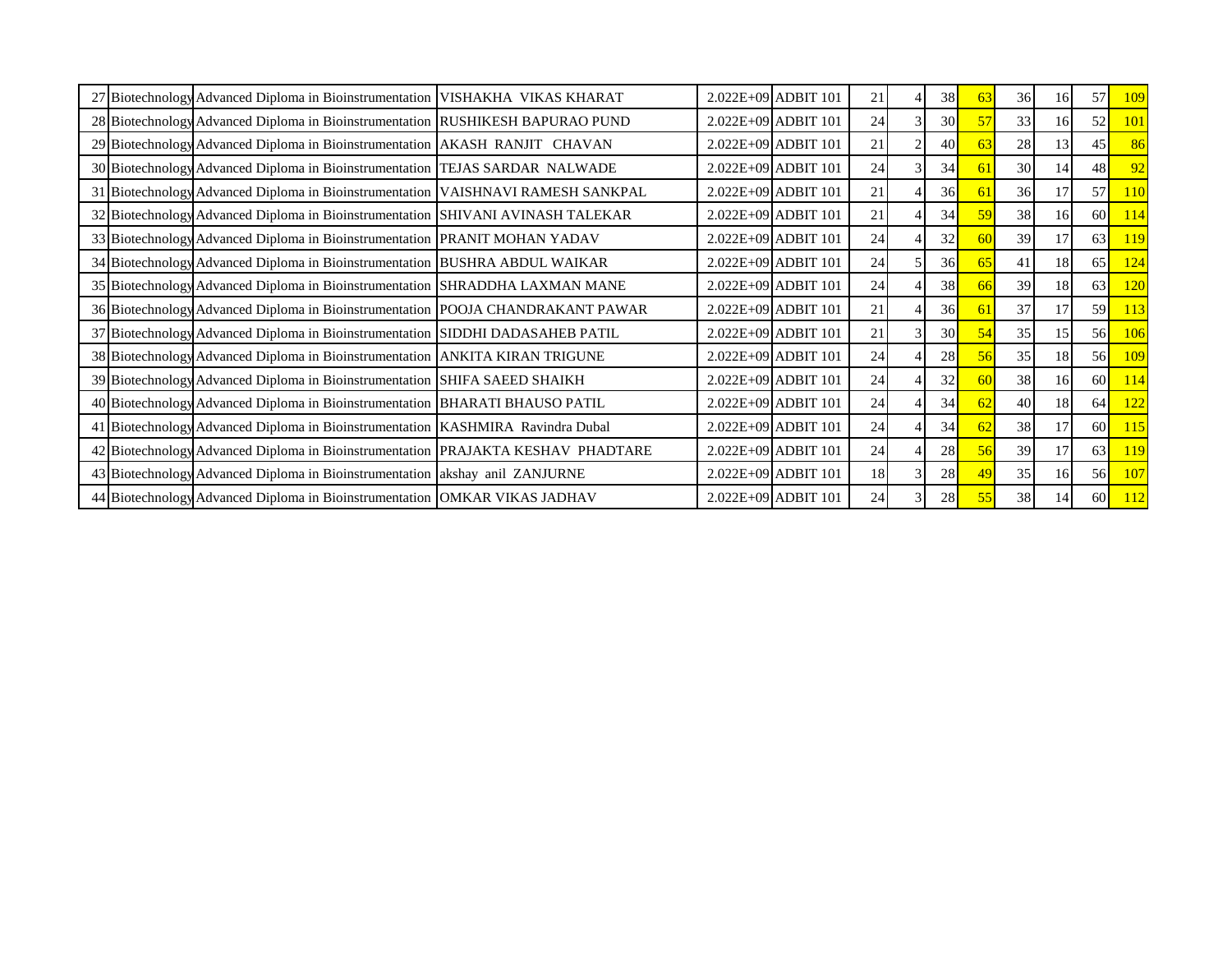| | | | | | | | | | | | | | |
|---|---|---|---|---|---|---|---|---|---|---|---|---|---|
| 27 | Biotechnology | Advanced Diploma in Bioinstrumentation | VISHAKHA VIKAS KHARAT | 2.022E+09 | ADBIT 101 | 21 | 4 | 38 | 63 | 36 | 16 | 57 | 109 |
| 28 | Biotechnology | Advanced Diploma in Bioinstrumentation | RUSHIKESH BAPURAO PUND | 2.022E+09 | ADBIT 101 | 24 | 3 | 30 | 57 | 33 | 16 | 52 | 101 |
| 29 | Biotechnology | Advanced Diploma in Bioinstrumentation | AKASH RANJIT CHAVAN | 2.022E+09 | ADBIT 101 | 21 | 2 | 40 | 63 | 28 | 13 | 45 | 86 |
| 30 | Biotechnology | Advanced Diploma in Bioinstrumentation | TEJAS SARDAR NALWADE | 2.022E+09 | ADBIT 101 | 24 | 3 | 34 | 61 | 30 | 14 | 48 | 92 |
| 31 | Biotechnology | Advanced Diploma in Bioinstrumentation | VAISHNAVI RAMESH SANKPAL | 2.022E+09 | ADBIT 101 | 21 | 4 | 36 | 61 | 36 | 17 | 57 | 110 |
| 32 | Biotechnology | Advanced Diploma in Bioinstrumentation | SHIVANI AVINASH TALEKAR | 2.022E+09 | ADBIT 101 | 21 | 4 | 34 | 59 | 38 | 16 | 60 | 114 |
| 33 | Biotechnology | Advanced Diploma in Bioinstrumentation | PRANIT MOHAN YADAV | 2.022E+09 | ADBIT 101 | 24 | 4 | 32 | 60 | 39 | 17 | 63 | 119 |
| 34 | Biotechnology | Advanced Diploma in Bioinstrumentation | BUSHRA ABDUL WAIKAR | 2.022E+09 | ADBIT 101 | 24 | 5 | 36 | 65 | 41 | 18 | 65 | 124 |
| 35 | Biotechnology | Advanced Diploma in Bioinstrumentation | SHRADDHA LAXMAN MANE | 2.022E+09 | ADBIT 101 | 24 | 4 | 38 | 66 | 39 | 18 | 63 | 120 |
| 36 | Biotechnology | Advanced Diploma in Bioinstrumentation | POOJA CHANDRAKANT PAWAR | 2.022E+09 | ADBIT 101 | 21 | 4 | 36 | 61 | 37 | 17 | 59 | 113 |
| 37 | Biotechnology | Advanced Diploma in Bioinstrumentation | SIDDHI DADASAHEB PATIL | 2.022E+09 | ADBIT 101 | 21 | 3 | 30 | 54 | 35 | 15 | 56 | 106 |
| 38 | Biotechnology | Advanced Diploma in Bioinstrumentation | ANKITA KIRAN TRIGUNE | 2.022E+09 | ADBIT 101 | 24 | 4 | 28 | 56 | 35 | 18 | 56 | 109 |
| 39 | Biotechnology | Advanced Diploma in Bioinstrumentation | SHIFA SAEED SHAIKH | 2.022E+09 | ADBIT 101 | 24 | 4 | 32 | 60 | 38 | 16 | 60 | 114 |
| 40 | Biotechnology | Advanced Diploma in Bioinstrumentation | BHARATI BHAUSO PATIL | 2.022E+09 | ADBIT 101 | 24 | 4 | 34 | 62 | 40 | 18 | 64 | 122 |
| 41 | Biotechnology | Advanced Diploma in Bioinstrumentation | KASHMIRA Ravindra Dubal | 2.022E+09 | ADBIT 101 | 24 | 4 | 34 | 62 | 38 | 17 | 60 | 115 |
| 42 | Biotechnology | Advanced Diploma in Bioinstrumentation | PRAJAKTA KESHAV PHADTARE | 2.022E+09 | ADBIT 101 | 24 | 4 | 28 | 56 | 39 | 17 | 63 | 119 |
| 43 | Biotechnology | Advanced Diploma in Bioinstrumentation | akshay anil ZANJURNE | 2.022E+09 | ADBIT 101 | 18 | 3 | 28 | 49 | 35 | 16 | 56 | 107 |
| 44 | Biotechnology | Advanced Diploma in Bioinstrumentation | OMKAR VIKAS JADHAV | 2.022E+09 | ADBIT 101 | 24 | 3 | 28 | 55 | 38 | 14 | 60 | 112 |